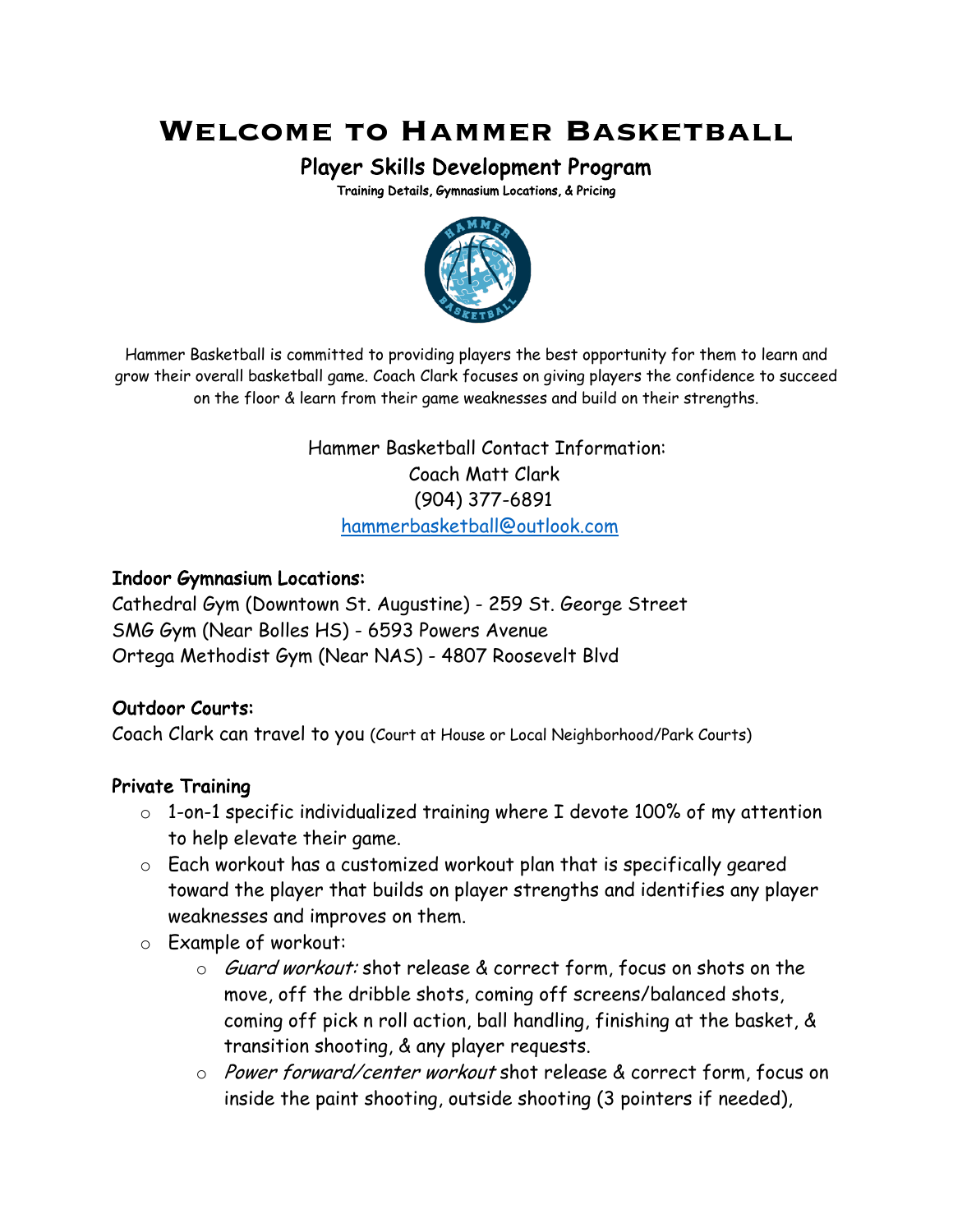# Welcome to Hammer Basketball

## Player Skills Development Program

**Training Details, Gymnasium Locations, & Pricing**

Hammer Basketball is committed to providing players the best opportunity for them to learn and grow their overall basketball game. Coach Clark focuses on giving players the confidence to succeed on the floor & learn from their game weaknesses and build on their strengths.

Hammer Basketball Contact Information:
Coach Matt Clark
(904) 377-6891
hammerbasketball@outlook.com

### Indoor Gymnasium Locations:

Cathedral Gym (Downtown St. Augustine) - 259 St. George Street
SMG Gym (Near Bolles HS) - 6593 Powers Avenue
Ortega Methodist Gym (Near NAS) - 4807 Roosevelt Blvd

### Outdoor Courts:

Coach Clark can travel to you (Court at House or Local Neighborhood/Park Courts)

### Private Training

- 1-on-1 specific individualized training where I devote 100% of my attention to help elevate their game.
- Each workout has a customized workout plan that is specifically geared toward the player that builds on player strengths and identifies any player weaknesses and improves on them.
- Example of workout:
  - *Guard workout:* shot release & correct form, focus on shots on the move, off the dribble shots, coming off screens/balanced shots, coming off pick n roll action, ball handling, finishing at the basket, & transition shooting, & any player requests.
  - *Power forward/center workout* shot release & correct form, focus on inside the paint shooting, outside shooting (3 pointers if needed),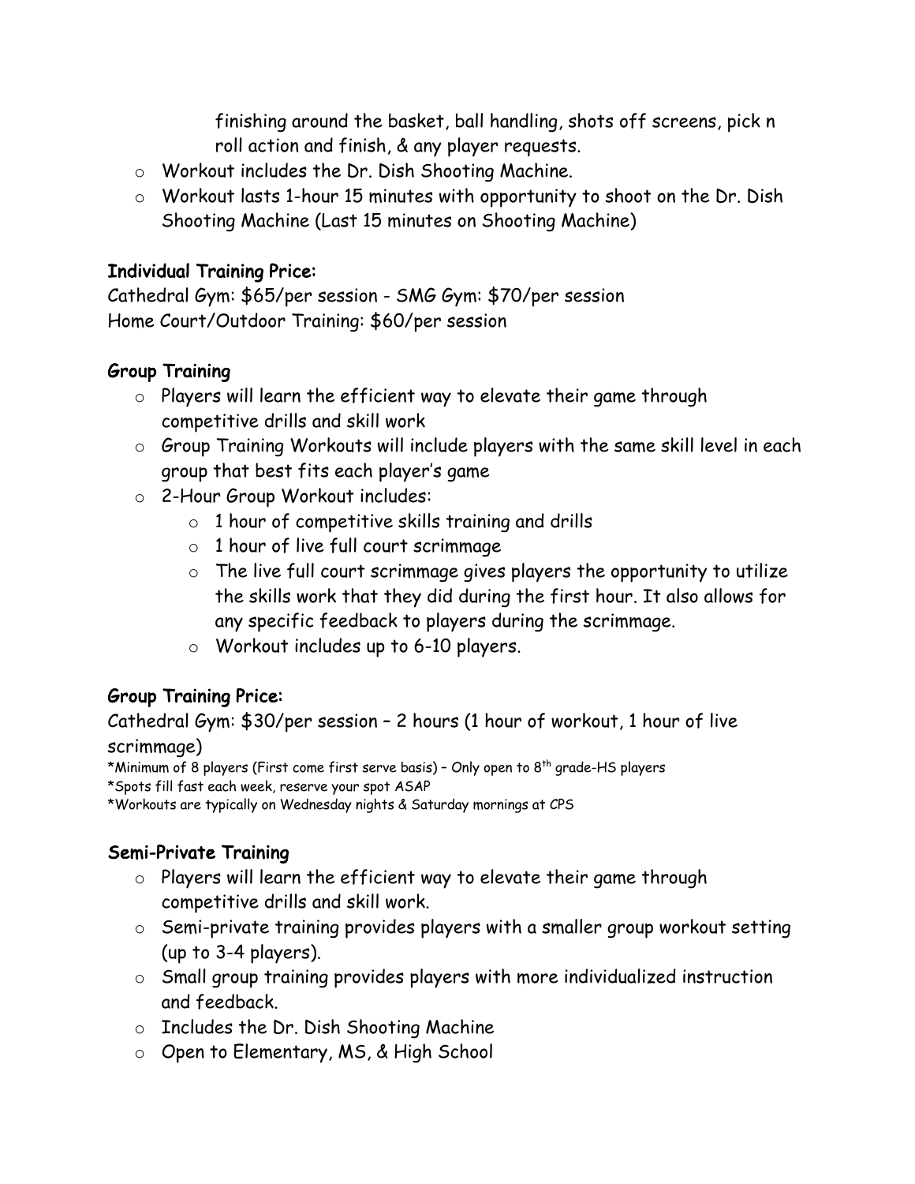finishing around the basket, ball handling, shots off screens, pick n roll action and finish, & any player requests.

- Workout includes the Dr. Dish Shooting Machine.
- Workout lasts 1-hour 15 minutes with opportunity to shoot on the Dr. Dish Shooting Machine (Last 15 minutes on Shooting Machine)

### Individual Training Price:

Cathedral Gym: $65/per session - SMG Gym: $70/per session
Home Court/Outdoor Training: $60/per session

### Group Training

- Players will learn the efficient way to elevate their game through competitive drills and skill work
- Group Training Workouts will include players with the same skill level in each group that best fits each player's game
- 2-Hour Group Workout includes:
    - 1 hour of competitive skills training and drills
    - 1 hour of live full court scrimmage
    - The live full court scrimmage gives players the opportunity to utilize the skills work that they did during the first hour. It also allows for any specific feedback to players during the scrimmage.
    - Workout includes up to 6-10 players.

### Group Training Price:

Cathedral Gym: $30/per session – 2 hours (1 hour of workout, 1 hour of live scrimmage)

*Minimum of 8 players (First come first serve basis) – Only open to 8th grade-HS players
*Spots fill fast each week, reserve your spot ASAP
*Workouts are typically on Wednesday nights & Saturday mornings at CPS

### Semi-Private Training

- Players will learn the efficient way to elevate their game through competitive drills and skill work.
- Semi-private training provides players with a smaller group workout setting (up to 3-4 players).
- Small group training provides players with more individualized instruction and feedback.
- Includes the Dr. Dish Shooting Machine
- Open to Elementary, MS, & High School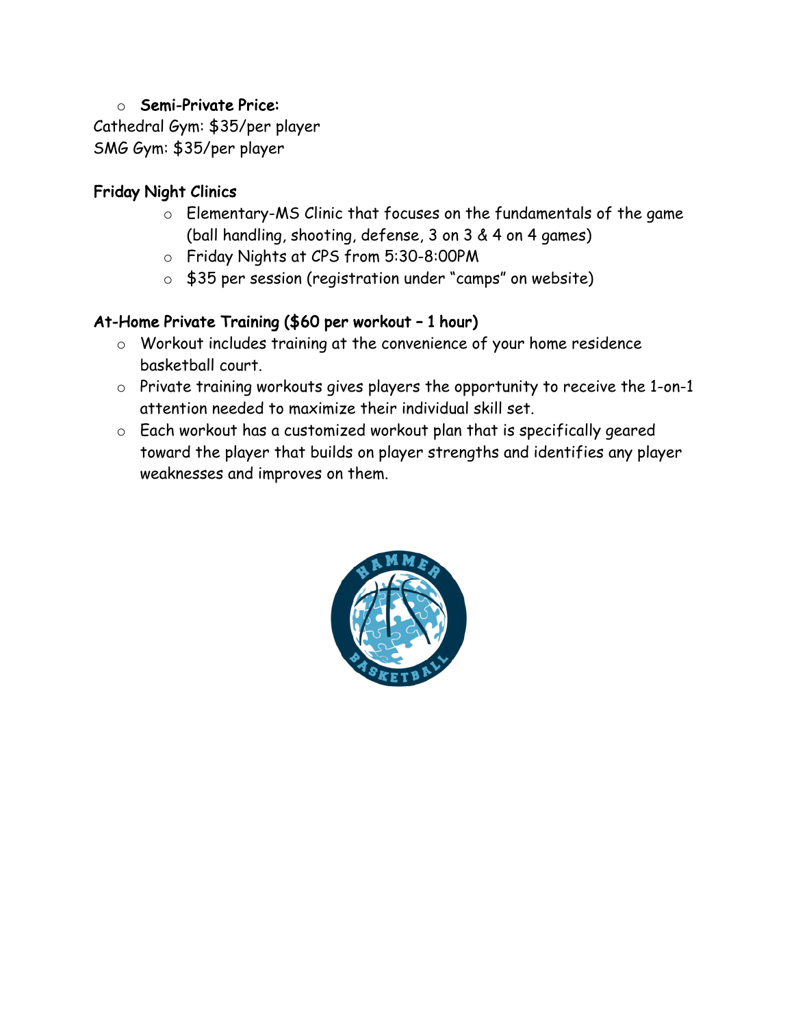- **Semi-Private Price:**

Cathedral Gym: $35/per player
SMG Gym: $35/per player

**Friday Night Clinics**

- Elementary-MS Clinic that focuses on the fundamentals of the game (ball handling, shooting, defense, 3 on 3 & 4 on 4 games)
- Friday Nights at CPS from 5:30-8:00PM
- $35 per session (registration under "camps" on website)

**At-Home Private Training ($60 per workout – 1 hour)**

- Workout includes training at the convenience of your home residence basketball court.
- Private training workouts gives players the opportunity to receive the 1-on-1 attention needed to maximize their individual skill set.
- Each workout has a customized workout plan that is specifically geared toward the player that builds on player strengths and identifies any player weaknesses and improves on them.